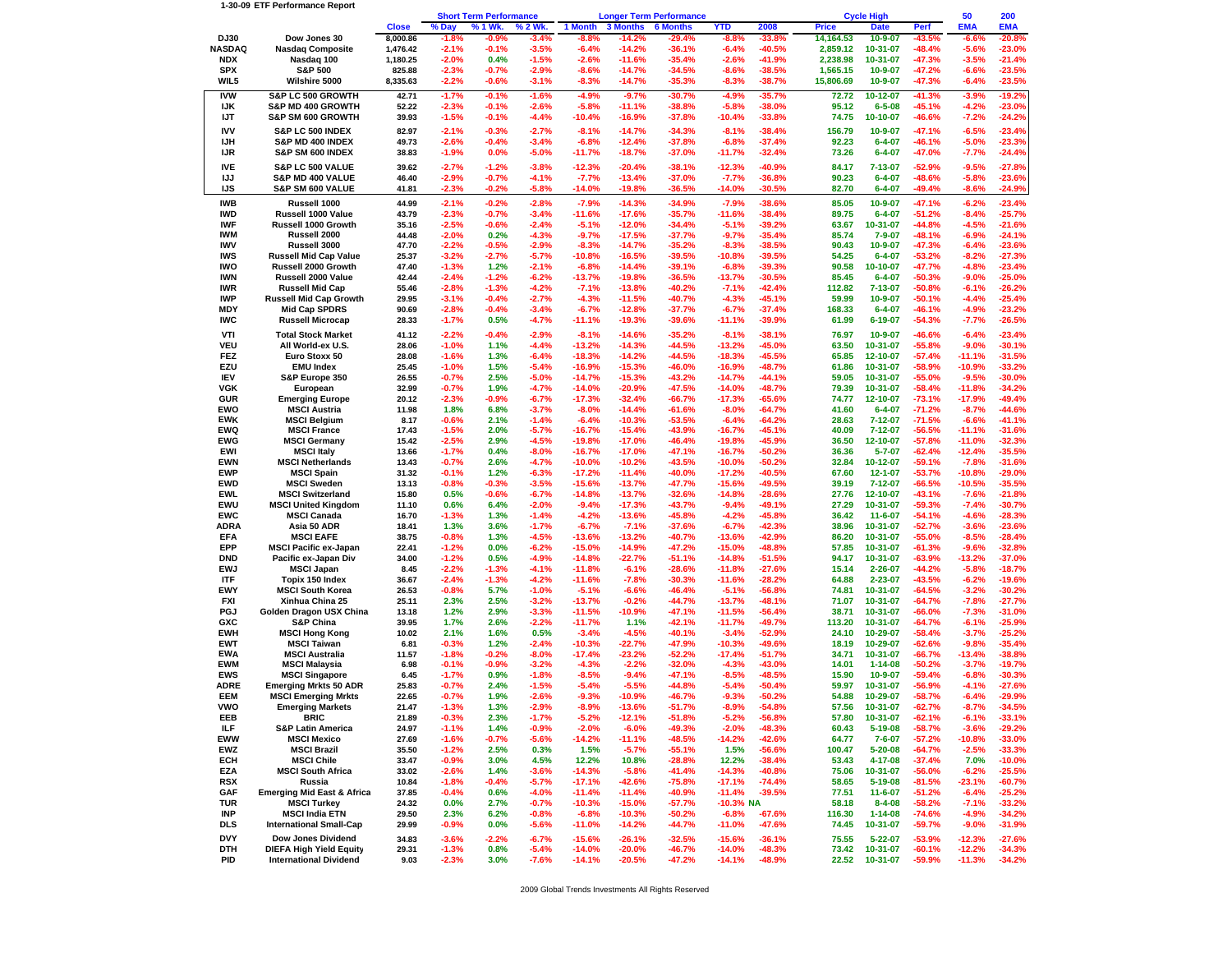# 1-30-09 ETF Performance Report

| | | | Short Term Performance | | | Longer Term Performance | | | | | Cycle High | | | 50 | 200 |
|---|---|---|---|---|---|---|---|---|---|---|---|---|---|---|---|
| | | Close | % Day | % 1 Wk. | % 2 Wk. | 1 Month | 3 Months | 6 Months | YTD | 2008 | Price | Date | Perf | EMA | EMA |
| DJ30 | Dow Jones 30 | 8,000.86 | -1.8% | -0.9% | -3.4% | -8.8% | -14.2% | -29.4% | -8.8% | -33.8% | 14,164.53 | 10-9-07 | -43.5% | -6.6% | -20.8% |
| NASDAQ | Nasdaq Composite | 1,476.42 | -2.1% | -0.1% | -3.5% | -6.4% | -14.2% | -36.1% | -6.4% | -40.5% | 2,859.12 | 10-31-07 | -48.4% | -5.6% | -23.0% |
| NDX | Nasdaq 100 | 1,180.25 | -2.0% | 0.4% | -1.5% | -2.6% | -11.6% | -35.4% | -2.6% | -41.9% | 2,238.98 | 10-31-07 | -47.3% | -3.5% | -21.4% |
| SPX | S&P 500 | 825.88 | -2.3% | -0.7% | -2.9% | -8.6% | -14.7% | -34.5% | -8.6% | -38.5% | 1,565.15 | 10-9-07 | -47.2% | -6.6% | -23.5% |
| WIL5 | Wilshire 5000 | 8,335.63 | -2.2% | -0.6% | -3.1% | -8.3% | -14.7% | -35.3% | -8.3% | -38.7% | 15,806.69 | 10-9-07 | -47.3% | -6.4% | -23.5% |
| IVW | S&P LC 500 GROWTH | 42.71 | -1.7% | -0.1% | -1.6% | -4.9% | -9.7% | -30.7% | -4.9% | -35.7% | 72.72 | 10-12-07 | -41.3% | -3.9% | -19.2% |
| IJK | S&P MD 400 GROWTH | 52.22 | -2.3% | -0.1% | -2.6% | -5.8% | -11.1% | -38.8% | -5.8% | -38.0% | 95.12 | 6-5-08 | -45.1% | -4.2% | -23.0% |
| IJT | S&P SM 600 GROWTH | 39.93 | -1.5% | -0.1% | -4.4% | -10.4% | -16.9% | -37.8% | -10.4% | -33.8% | 74.75 | 10-10-07 | -46.6% | -7.2% | -24.2% |
| IVV | S&P LC 500 INDEX | 82.97 | -2.1% | -0.3% | -2.7% | -8.1% | -14.7% | -34.3% | -8.1% | -38.4% | 156.79 | 10-9-07 | -47.1% | -6.5% | -23.4% |
| IJH | S&P MD 400 INDEX | 49.73 | -2.6% | -0.4% | -3.4% | -6.8% | -12.4% | -37.8% | -6.8% | -37.4% | 92.23 | 6-4-07 | -46.1% | -5.0% | -23.3% |
| IJR | S&P SM 600 INDEX | 38.83 | -1.9% | 0.0% | -5.0% | -11.7% | -18.7% | -37.0% | -11.7% | -32.4% | 73.26 | 6-4-07 | -47.0% | -7.7% | -24.4% |
| IVE | S&P LC 500 VALUE | 39.62 | -2.7% | -1.2% | -3.8% | -12.3% | -20.4% | -38.1% | -12.3% | -40.9% | 84.17 | 7-13-07 | -52.9% | -9.5% | -27.8% |
| IJJ | S&P MD 400 VALUE | 46.40 | -2.9% | -0.7% | -4.1% | -7.7% | -13.4% | -37.0% | -7.7% | -36.8% | 90.23 | 6-4-07 | -48.6% | -5.8% | -23.6% |
| IJS | S&P SM 600 VALUE | 41.81 | -2.3% | -0.2% | -5.8% | -14.0% | -19.8% | -36.5% | -14.0% | -30.5% | 82.70 | 6-4-07 | -49.4% | -8.6% | -24.9% |
| IWB | Russell 1000 | 44.99 | -2.1% | -0.2% | -2.8% | -7.9% | -14.3% | -34.9% | -7.9% | -38.6% | 85.05 | 10-9-07 | -47.1% | -6.2% | -23.4% |
| IWD | Russell 1000 Value | 43.79 | -2.3% | -0.7% | -3.4% | -11.6% | -17.6% | -35.7% | -11.6% | -38.4% | 89.75 | 6-4-07 | -51.2% | -8.4% | -25.7% |
| IWF | Russell 1000 Growth | 35.16 | -2.5% | -0.6% | -2.4% | -5.1% | -12.0% | -34.4% | -5.1% | -39.2% | 63.67 | 10-31-07 | -44.8% | -4.5% | -21.6% |
| IWM | Russell 2000 | 44.48 | -2.0% | 0.2% | -4.3% | -9.7% | -17.5% | -37.7% | -9.7% | -35.4% | 85.74 | 7-9-07 | -48.1% | -6.9% | -24.1% |
| IWV | Russell 3000 | 47.70 | -2.2% | -0.5% | -2.9% | -8.3% | -14.7% | -35.2% | -8.3% | -38.5% | 90.43 | 10-9-07 | -47.3% | -6.4% | -23.6% |
| IWS | Russell Mid Cap Value | 25.37 | -3.2% | -2.7% | -5.7% | -10.8% | -16.5% | -39.5% | -10.8% | -39.5% | 54.25 | 6-4-07 | -53.2% | -8.2% | -27.3% |
| IWO | Russell 2000 Growth | 47.40 | -1.3% | 1.2% | -2.1% | -6.8% | -14.4% | -39.1% | -6.8% | -39.3% | 90.58 | 10-10-07 | -47.7% | -4.8% | -23.4% |
| IWN | Russell 2000 Value | 42.44 | -2.4% | -1.2% | -6.2% | -13.7% | -19.8% | -36.5% | -13.7% | -30.5% | 85.45 | 6-4-07 | -50.3% | -9.0% | -25.0% |
| IWR | Russell Mid Cap | 55.46 | -2.8% | -1.3% | -4.2% | -7.1% | -13.8% | -40.2% | -7.1% | -42.4% | 112.82 | 7-13-07 | -50.8% | -6.1% | -26.2% |
| IWP | Russell Mid Cap Growth | 29.95 | -3.1% | -0.4% | -2.7% | -4.3% | -11.5% | -40.7% | -4.3% | -45.1% | 59.99 | 10-9-07 | -50.1% | -4.4% | -25.4% |
| MDY | Mid Cap SPDRS | 90.69 | -2.8% | -0.4% | -3.4% | -6.7% | -12.8% | -37.7% | -6.7% | -37.4% | 168.33 | 6-4-07 | -46.1% | -4.9% | -23.2% |
| IWC | Russell Microcap | 28.33 | -1.7% | 0.5% | -4.7% | -11.1% | -19.3% | -39.6% | -11.1% | -39.9% | 61.99 | 6-19-07 | -54.3% | -7.7% | -26.5% |
| VTI | Total Stock Market | 41.12 | -2.2% | -0.4% | -2.9% | -8.1% | -14.6% | -35.2% | -8.1% | -38.1% | 76.97 | 10-9-07 | -46.6% | -6.4% | -23.4% |
| VEU | All World-ex U.S. | 28.06 | -1.0% | 1.1% | -4.4% | -13.2% | -14.3% | -44.5% | -13.2% | -45.0% | 63.50 | 10-31-07 | -55.8% | -9.0% | -30.1% |
| FEZ | Euro Stoxx 50 | 28.08 | -1.6% | 1.3% | -6.4% | -18.3% | -14.2% | -44.5% | -18.3% | -45.5% | 65.85 | 12-10-07 | -57.4% | -11.1% | -31.5% |
| EZU | EMU Index | 25.45 | -1.0% | 1.5% | -5.4% | -16.9% | -15.3% | -46.0% | -16.9% | -48.7% | 61.86 | 10-31-07 | -58.9% | -10.9% | -33.2% |
| IEV | S&P Europe 350 | 26.55 | -0.7% | 2.5% | -5.0% | -14.7% | -15.3% | -43.2% | -14.7% | -44.1% | 59.05 | 10-31-07 | -55.0% | -9.5% | -30.0% |
| VGK | European | 32.99 | -0.7% | 1.9% | -4.7% | -14.0% | -20.9% | -47.5% | -14.0% | -48.7% | 79.39 | 10-31-07 | -58.4% | -11.8% | -34.2% |
| GUR | Emerging Europe | 20.12 | -2.3% | -0.9% | -6.7% | -17.3% | -32.4% | -66.7% | -17.3% | -65.6% | 74.77 | 12-10-07 | -73.1% | -17.9% | -49.4% |
| EWO | MSCI Austria | 11.98 | 1.8% | 6.8% | -3.7% | -8.0% | -14.4% | -61.6% | -8.0% | -64.7% | 41.60 | 6-4-07 | -71.2% | -8.7% | -44.6% |
| EWK | MSCI Belgium | 8.17 | -0.6% | 2.1% | -1.4% | -6.4% | -10.3% | -53.5% | -6.4% | -64.2% | 28.63 | 7-12-07 | -71.5% | -6.6% | -41.1% |
| EWQ | MSCI France | 17.43 | -1.5% | 2.0% | -5.7% | -16.7% | -15.4% | -43.9% | -16.7% | -45.1% | 40.09 | 7-12-07 | -56.5% | -11.1% | -31.6% |
| EWG | MSCI Germany | 15.42 | -2.5% | 2.9% | -4.5% | -19.8% | -17.0% | -46.4% | -19.8% | -45.9% | 36.50 | 12-10-07 | -57.8% | -11.0% | -32.3% |
| EWI | MSCI Italy | 13.66 | -1.7% | 0.4% | -8.0% | -16.7% | -17.0% | -47.1% | -16.7% | -50.2% | 36.36 | 5-7-07 | -62.4% | -12.4% | -35.5% |
| EWN | MSCI Netherlands | 13.43 | -0.7% | 2.6% | -4.7% | -10.0% | -10.2% | -43.5% | -10.0% | -50.2% | 32.84 | 10-12-07 | -59.1% | -7.8% | -31.6% |
| EWP | MSCI Spain | 31.32 | -0.1% | 1.2% | -6.3% | -17.2% | -11.4% | -40.0% | -17.2% | -40.5% | 67.60 | 12-1-07 | -53.7% | -10.8% | -29.0% |
| EWD | MSCI Sweden | 13.13 | -0.8% | -0.3% | -3.5% | -15.6% | -13.7% | -47.7% | -15.6% | -49.5% | 39.19 | 7-12-07 | -66.5% | -10.5% | -35.5% |
| EWL | MSCI Switzerland | 15.80 | 0.5% | -0.6% | -6.7% | -14.8% | -13.7% | -32.6% | -14.8% | -28.6% | 27.76 | 12-10-07 | -43.1% | -7.6% | -21.8% |
| EWU | MSCI United Kingdom | 11.10 | 0.6% | 6.4% | -2.0% | -9.4% | -17.3% | -43.7% | -9.4% | -49.1% | 27.29 | 10-31-07 | -59.3% | -7.4% | -30.7% |
| EWC | MSCI Canada | 16.70 | -1.3% | 1.3% | -1.4% | -4.2% | -13.6% | -45.8% | -4.2% | -45.8% | 36.42 | 11-6-07 | -54.1% | -4.6% | -28.3% |
| ADRA | Asia 50 ADR | 18.41 | 1.3% | 3.6% | -1.7% | -6.7% | -7.1% | -37.6% | -6.7% | -42.3% | 38.96 | 10-31-07 | -52.7% | -3.6% | -23.6% |
| EFA | MSCI EAFE | 38.75 | -0.8% | 1.3% | -4.5% | -13.6% | -13.2% | -40.7% | -13.6% | -42.9% | 86.20 | 10-31-07 | -55.0% | -8.5% | -28.4% |
| EPP | MSCI Pacific ex-Japan | 22.41 | -1.2% | 0.0% | -6.2% | -15.0% | -14.9% | -47.2% | -15.0% | -48.8% | 57.85 | 10-31-07 | -61.3% | -9.6% | -32.8% |
| DND | Pacific ex-Japan Div | 34.00 | -1.2% | 0.5% | -4.9% | -14.8% | -22.7% | -51.1% | -14.8% | -51.5% | 94.17 | 10-31-07 | -63.9% | -13.2% | -37.0% |
| EWJ | MSCI Japan | 8.45 | -2.2% | -1.3% | -4.1% | -11.8% | -6.1% | -28.6% | -11.8% | -27.6% | 15.14 | 2-26-07 | -44.2% | -5.8% | -18.7% |
| ITF | Topix 150 Index | 36.67 | -2.4% | -1.3% | -4.2% | -11.6% | -7.8% | -30.3% | -11.6% | -28.2% | 64.88 | 2-23-07 | -43.5% | -6.2% | -19.6% |
| EWY | MSCI South Korea | 26.53 | -0.8% | 5.7% | -1.0% | -5.1% | -6.6% | -46.4% | -5.1% | -56.8% | 74.81 | 10-31-07 | -64.5% | -3.2% | -30.2% |
| FXI | Xinhua China 25 | 25.11 | 2.3% | 2.5% | -3.2% | -13.7% | -0.2% | -44.7% | -13.7% | -48.1% | 71.07 | 10-31-07 | -64.7% | -7.8% | -27.7% |
| PGJ | Golden Dragon USX China | 13.18 | 1.2% | 2.9% | -3.3% | -11.5% | -10.9% | -47.1% | -11.5% | -56.4% | 38.71 | 10-31-07 | -66.0% | -7.3% | -31.0% |
| GXC | S&P China | 39.95 | 1.7% | 2.6% | -2.2% | -11.7% | 1.1% | -42.1% | -11.7% | -49.7% | 113.20 | 10-31-07 | -64.7% | -6.1% | -25.9% |
| EWH | MSCI Hong Kong | 10.02 | 2.1% | 1.6% | 0.5% | -3.4% | -4.5% | -40.1% | -3.4% | -52.9% | 24.10 | 10-29-07 | -58.4% | -3.7% | -25.2% |
| EWT | MSCI Taiwan | 6.81 | -0.3% | 1.2% | -2.4% | -10.3% | -22.7% | -47.9% | -10.3% | -49.6% | 18.19 | 10-29-07 | -62.6% | -9.8% | -35.4% |
| EWA | MSCI Australia | 11.57 | -1.8% | -0.2% | -8.0% | -17.4% | -23.2% | -52.2% | -17.4% | -51.7% | 34.71 | 10-31-07 | -66.7% | -13.4% | -38.8% |
| EWM | MSCI Malaysia | 6.98 | -0.1% | -0.9% | -3.2% | -4.3% | -2.2% | -32.0% | -4.3% | -43.0% | 14.01 | 1-14-08 | -50.2% | -3.7% | -19.7% |
| EWS | MSCI Singapore | 6.45 | -1.7% | 0.9% | -1.8% | -8.5% | -9.4% | -47.1% | -8.5% | -48.5% | 15.90 | 10-9-07 | -59.4% | -6.8% | -30.3% |
| ADRE | Emerging Mrkts 50 ADR | 25.83 | -0.7% | 2.4% | -1.5% | -5.4% | -5.5% | -44.8% | -5.4% | -50.4% | 59.97 | 10-31-07 | -56.9% | -4.1% | -27.6% |
| EEM | MSCI Emerging Mrkts | 22.65 | -0.7% | 1.9% | -2.6% | -9.3% | -10.9% | -46.7% | -9.3% | -50.2% | 54.88 | 10-29-07 | -58.7% | -6.4% | -29.9% |
| VWO | Emerging Markets | 21.47 | -1.3% | 1.3% | -2.9% | -8.9% | -13.6% | -51.7% | -8.9% | -54.8% | 57.56 | 10-31-07 | -62.7% | -8.7% | -34.5% |
| EEB | BRIC | 21.89 | -0.3% | 2.3% | -1.7% | -5.2% | -12.1% | -51.8% | -5.2% | -56.8% | 57.80 | 10-31-07 | -62.1% | -6.1% | -33.1% |
| ILF | S&P Latin America | 24.97 | -1.1% | 1.4% | -0.9% | -2.0% | -6.0% | -49.3% | -2.0% | -48.3% | 60.43 | 5-19-08 | -58.7% | -3.6% | -29.2% |
| EWW | MSCI Mexico | 27.69 | -1.6% | -0.7% | -5.6% | -14.2% | -11.1% | -48.5% | -14.2% | -42.6% | 64.77 | 7-6-07 | -57.2% | -10.8% | -33.0% |
| EWZ | MSCI Brazil | 35.50 | -1.2% | 2.5% | 0.3% | 1.5% | -5.7% | -55.1% | 1.5% | -56.6% | 100.47 | 5-20-08 | -64.7% | -2.5% | -33.3% |
| ECH | MSCI Chile | 33.47 | -0.9% | 3.0% | 4.5% | 12.2% | 10.8% | -28.8% | 12.2% | -38.4% | 53.43 | 4-17-08 | -37.4% | 7.0% | -10.0% |
| EZA | MSCI South Africa | 33.02 | -2.6% | 1.4% | -3.6% | -14.3% | -5.8% | -41.4% | -14.3% | -40.8% | 75.06 | 10-31-07 | -56.0% | -6.2% | -25.5% |
| RSX | Russia | 10.84 | -1.8% | -0.4% | -5.7% | -17.1% | -42.6% | -75.8% | -17.1% | -74.4% | 58.65 | 5-19-08 | -81.5% | -23.1% | -60.7% |
| GAF | Emerging Mid East & Africa | 37.85 | -0.4% | 0.6% | -4.0% | -11.4% | -11.4% | -40.9% | -11.4% | -39.5% | 77.51 | 11-6-07 | -51.2% | -6.4% | -25.2% |
| TUR | MSCI Turkey | 24.32 | 0.0% | 2.7% | -0.7% | -10.3% | -15.0% | -57.7% | -10.3% | NA | 58.18 | 8-4-08 | -58.2% | -7.1% | -33.2% |
| INP | MSCI India ETN | 29.50 | 2.3% | 6.2% | -0.8% | -6.8% | -10.3% | -50.2% | -6.8% | -67.6% | 116.30 | 1-14-08 | -74.6% | -4.9% | -34.2% |
| DLS | International Small-Cap | 29.99 | -0.9% | 0.0% | -5.6% | -11.0% | -14.2% | -44.7% | -11.0% | -47.6% | 74.45 | 10-31-07 | -59.7% | -9.0% | -31.9% |
| DVY | Dow Jones Dividend | 34.83 | -3.6% | -2.2% | -6.7% | -15.6% | -26.1% | -32.5% | -15.6% | -36.1% | 75.55 | 5-22-07 | -53.9% | -12.3% | -27.6% |
| DTH | DIEFA High Yield Equity | 29.31 | -1.3% | 0.8% | -5.4% | -14.0% | -20.0% | -46.7% | -14.0% | -48.3% | 73.42 | 10-31-07 | -60.1% | -12.2% | -34.3% |
| PID | International Dividend | 9.03 | -2.3% | 3.0% | -7.6% | -14.1% | -20.5% | -47.2% | -14.1% | -48.9% | 22.52 | 10-31-07 | -59.9% | -11.3% | -34.2% |

2009 Global Trends Investments All Rights Reserved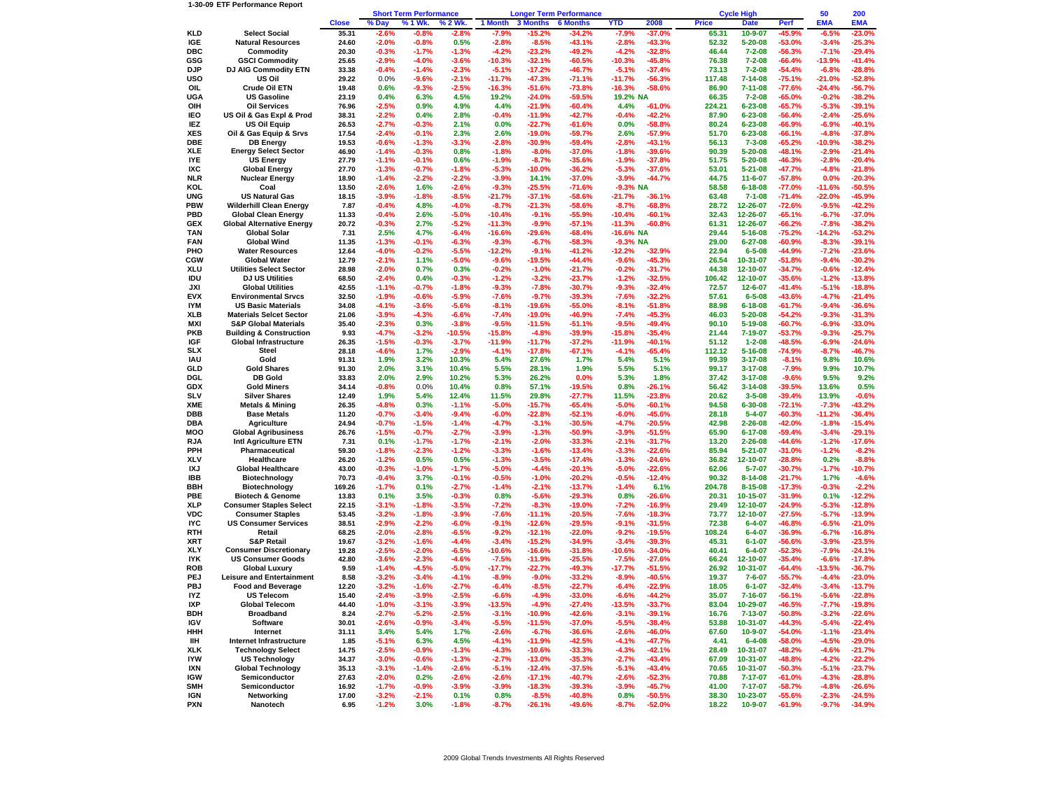**1-30-09 ETF Performance Report**

| | | | Short Term Performance | | | Longer Term Performance | | | | | Cycle High | | | 50 | 200 |
|---|---|---|---|---|---|---|---|---|---|---|---|---|---|---|---|
| | | Close | % Day | % 1 Wk. | % 2 Wk. | 1 Month | 3 Months | 6 Months | YTD | 2008 | Price | Date | Perf | EMA | EMA |
| KLD | Select Social | 35.31 | -2.6% | -0.8% | -2.8% | -7.9% | -15.2% | -34.2% | -7.9% | -37.0% | 65.31 | 10-9-07 | -45.9% | -6.5% | -23.0% |
| IGE | Natural Resources | 24.60 | -2.0% | -0.8% | 0.5% | -2.8% | -8.5% | -43.1% | -2.8% | -43.3% | 52.32 | 5-20-08 | -53.0% | -3.4% | -25.3% |
| DBC | Commodity | 20.30 | -0.3% | -1.7% | -1.3% | -4.2% | -23.2% | -49.2% | -4.2% | -32.8% | 46.44 | 7-2-08 | -56.3% | -7.1% | -29.4% |
| GSG | GSCI Commodity | 25.65 | -2.9% | -4.0% | -3.6% | -10.3% | -32.1% | -60.5% | -10.3% | -45.8% | 76.38 | 7-2-08 | -66.4% | -13.9% | -41.4% |
| DJP | DJ AIG Commodity ETN | 33.38 | -0.4% | -1.4% | -2.3% | -5.1% | -17.2% | -46.7% | -5.1% | -37.4% | 73.13 | 7-2-08 | -54.4% | -6.8% | -28.8% |
| USO | US Oil | 29.22 | 0.0% | -9.6% | -2.1% | -11.7% | -47.3% | -71.1% | -11.7% | -56.3% | 117.48 | 7-14-08 | -75.1% | -21.0% | -52.8% |
| OIL | Crude Oil ETN | 19.48 | 0.6% | -9.3% | -2.5% | -16.3% | -51.6% | -73.8% | -16.3% | -58.6% | 86.90 | 7-11-08 | -77.6% | -24.4% | -56.7% |
| UGA | US Gasoline | 23.19 | 0.4% | 6.3% | 4.5% | 19.2% | -24.0% | -59.5% | 19.2% | NA | 66.35 | 7-2-08 | -65.0% | -0.2% | -38.2% |
| OIH | Oil Services | 76.96 | -2.5% | 0.9% | 4.9% | 4.4% | -21.9% | -60.4% | 4.4% | -61.0% | 224.21 | 6-23-08 | -65.7% | -5.3% | -39.1% |
| IEO | US Oil & Gas Expl & Prod | 38.31 | -2.2% | 0.4% | 2.8% | -0.4% | -11.9% | -42.7% | -0.4% | -42.2% | 87.90 | 6-23-08 | -56.4% | -2.4% | -25.6% |
| IEZ | US Oil Equip | 26.53 | -2.7% | -0.3% | 2.1% | 0.0% | -22.7% | -61.6% | 0.0% | -58.8% | 80.24 | 6-23-08 | -66.9% | -6.9% | -40.1% |
| XES | Oil & Gas Equip & Srvs | 17.54 | -2.4% | -0.1% | 2.3% | 2.6% | -19.0% | -59.7% | 2.6% | -57.9% | 51.70 | 6-23-08 | -66.1% | -4.8% | -37.8% |
| DBE | DB Energy | 19.53 | -0.6% | -1.3% | -3.3% | -2.8% | -30.9% | -59.4% | -2.8% | -43.1% | 56.13 | 7-3-08 | -65.2% | -10.9% | -38.2% |
| XLE | Energy Select Sector | 46.90 | -1.4% | -0.3% | 0.8% | -1.8% | -8.0% | -37.0% | -1.8% | -39.6% | 90.39 | 5-20-08 | -48.1% | -2.9% | -21.4% |
| IYE | US Energy | 27.79 | -1.1% | -0.1% | 0.6% | -1.9% | -8.7% | -35.6% | -1.9% | -37.8% | 51.75 | 5-20-08 | -46.3% | -2.8% | -20.4% |
| IXC | Global Energy | 27.70 | -1.3% | -0.7% | -1.8% | -5.3% | -10.0% | -36.2% | -5.3% | -37.6% | 53.01 | 5-21-08 | -47.7% | -4.8% | -21.8% |
| NLR | Nuclear Energy | 18.90 | -1.4% | -2.2% | -2.2% | -3.9% | 14.1% | -37.0% | -3.9% | -44.7% | 44.75 | 11-6-07 | -57.8% | 0.0% | -20.3% |
| KOL | Coal | 13.50 | -2.6% | 1.6% | -2.6% | -9.3% | -25.5% | -71.6% | -9.3% | NA | 58.58 | 6-18-08 | -77.0% | -11.6% | -50.5% |
| UNG | US Natural Gas | 18.15 | -3.9% | -1.8% | -8.5% | -21.7% | -37.1% | -58.6% | -21.7% | -36.1% | 63.48 | 7-1-08 | -71.4% | -22.0% | -45.9% |
| PBW | Wilderhill Clean Energy | 7.87 | -0.4% | 4.8% | -4.0% | -8.7% | -21.3% | -58.6% | -8.7% | -68.8% | 28.72 | 12-26-07 | -72.6% | -9.5% | -42.2% |
| PBD | Global Clean Energy | 11.33 | -0.4% | 2.6% | -5.0% | -10.4% | -9.1% | -55.9% | -10.4% | -60.1% | 32.43 | 12-26-07 | -65.1% | -6.7% | -37.0% |
| GEX | Global Alternative Energy | 20.72 | -0.3% | 2.7% | -5.2% | -11.3% | -9.9% | -57.1% | -11.3% | -60.8% | 61.31 | 12-26-07 | -66.2% | -7.8% | -38.2% |
| TAN | Global Solar | 7.31 | 2.5% | 4.7% | -6.4% | -16.6% | -29.6% | -68.4% | -16.6% | NA | 29.44 | 5-16-08 | -75.2% | -14.2% | -53.2% |
| FAN | Global Wind | 11.35 | -1.3% | -0.1% | -6.3% | -9.3% | -6.7% | -58.3% | -9.3% | NA | 29.00 | 6-27-08 | -60.9% | -8.3% | -39.1% |
| PHO | Water Resources | 12.64 | -4.0% | -0.2% | -5.5% | -12.2% | -9.1% | -41.2% | -12.2% | -32.9% | 22.94 | 6-5-08 | -44.9% | -7.2% | -23.6% |
| CGW | Global Water | 12.79 | -2.1% | 1.1% | -5.0% | -9.6% | -19.5% | -44.4% | -9.6% | -45.3% | 26.54 | 10-31-07 | -51.8% | -9.4% | -30.2% |
| XLU | Utilities Select Sector | 28.98 | -2.0% | 0.7% | 0.3% | -0.2% | -1.0% | -21.7% | -0.2% | -31.7% | 44.38 | 12-10-07 | -34.7% | -0.6% | -12.4% |
| IDU | DJ US Utilities | 68.50 | -2.4% | 0.4% | -0.3% | -1.2% | -3.2% | -23.7% | -1.2% | -32.5% | 106.42 | 12-10-07 | -35.6% | -1.2% | -13.8% |
| JXI | Global Utilities | 42.55 | -1.1% | -0.7% | -1.8% | -9.3% | -7.8% | -30.7% | -9.3% | -32.4% | 72.57 | 12-6-07 | -41.4% | -5.1% | -18.8% |
| EVX | Environmental Srvcs | 32.50 | -1.9% | -0.6% | -5.9% | -7.6% | -9.7% | -39.3% | -7.6% | -32.2% | 57.61 | 6-5-08 | -43.6% | -4.7% | -21.4% |
| IYM | US Basic Materials | 34.08 | -4.1% | -3.6% | -5.6% | -8.1% | -19.6% | -55.0% | -8.1% | -51.8% | 88.98 | 6-18-08 | -61.7% | -9.4% | -36.6% |
| XLB | Materials Selcet Sector | 21.06 | -3.9% | -4.3% | -6.6% | -7.4% | -19.0% | -46.9% | -7.4% | -45.3% | 46.03 | 5-20-08 | -54.2% | -9.3% | -31.3% |
| MXI | S&P Global Materials | 35.40 | -2.3% | 0.3% | -3.8% | -9.5% | -11.5% | -51.1% | -9.5% | -49.4% | 90.10 | 5-19-08 | -60.7% | -6.9% | -33.0% |
| PKB | Building & Construction | 9.93 | -4.7% | -3.2% | -10.5% | -15.8% | -4.8% | -39.9% | -15.8% | -35.4% | 21.44 | 7-19-07 | -53.7% | -9.3% | -25.7% |
| IGF | Global Infrastructure | 26.35 | -1.5% | -0.3% | -3.7% | -11.9% | -11.7% | -37.2% | -11.9% | -40.1% | 51.12 | 1-2-08 | -48.5% | -6.9% | -24.6% |
| SLX | Steel | 28.18 | -4.6% | 1.7% | -2.9% | -4.1% | -17.8% | -67.1% | -4.1% | -65.4% | 112.12 | 5-16-08 | -74.9% | -8.7% | -46.7% |
| IAU | Gold | 91.31 | 1.9% | 3.2% | 10.3% | 5.4% | 27.6% | 1.7% | 5.4% | 5.1% | 99.39 | 3-17-08 | -8.1% | 9.8% | 10.6% |
| GLD | Gold Shares | 91.30 | 2.0% | 3.1% | 10.4% | 5.5% | 28.1% | 1.9% | 5.5% | 5.1% | 99.17 | 3-17-08 | -7.9% | 9.9% | 10.7% |
| DGL | DB Gold | 33.83 | 2.0% | 2.9% | 10.2% | 5.3% | 26.2% | 0.0% | 5.3% | 1.8% | 37.42 | 3-17-08 | -9.6% | 9.5% | 9.2% |
| GDX | Gold Miners | 34.14 | -0.8% | 0.0% | 10.4% | 0.8% | 57.1% | -19.5% | 0.8% | -26.1% | 56.42 | 3-14-08 | -39.5% | 13.6% | 0.5% |
| SLV | Silver Shares | 12.49 | 1.9% | 5.4% | 12.4% | 11.5% | 29.8% | -27.7% | 11.5% | -23.8% | 20.62 | 3-5-08 | -39.4% | 13.9% | -0.6% |
| XME | Metals & Mining | 26.35 | -4.8% | 0.3% | -1.1% | -5.0% | -15.7% | -65.4% | -5.0% | -60.1% | 94.58 | 6-30-08 | -72.1% | -7.3% | -43.2% |
| DBB | Base Metals | 11.20 | -0.7% | -3.4% | -9.4% | -6.0% | -22.8% | -52.1% | -6.0% | -45.6% | 28.18 | 5-4-07 | -60.3% | -11.2% | -36.4% |
| DBA | Agriculture | 24.94 | -0.7% | -1.5% | -1.4% | -4.7% | -3.1% | -30.5% | -4.7% | -20.5% | 42.98 | 2-26-08 | -42.0% | -1.8% | -15.4% |
| MOO | Global Agribusiness | 26.76 | -1.5% | -0.7% | -2.7% | -3.9% | -1.3% | -50.9% | -3.9% | -51.5% | 65.90 | 6-17-08 | -59.4% | -3.4% | -29.1% |
| RJA | Intl Agriculture ETN | 7.31 | 0.1% | -1.7% | -1.7% | -2.1% | -2.0% | -33.3% | -2.1% | -31.7% | 13.20 | 2-26-08 | -44.6% | -1.2% | -17.6% |
| PPH | Pharmaceutical | 59.30 | -1.8% | -2.3% | -1.2% | -3.3% | -1.6% | -13.4% | -3.3% | -22.6% | 85.94 | 5-21-07 | -31.0% | -1.2% | -8.2% |
| XLV | Healthcare | 26.20 | -1.2% | 0.5% | 0.5% | -1.3% | -3.5% | -17.4% | -1.3% | -24.6% | 36.82 | 12-10-07 | -28.8% | 0.2% | -8.8% |
| IXJ | Global Healthcare | 43.00 | -0.3% | -1.0% | -1.7% | -5.0% | -4.4% | -20.1% | -5.0% | -22.6% | 62.06 | 5-7-07 | -30.7% | -1.7% | -10.7% |
| IBB | Biotechnology | 70.73 | -0.4% | 3.7% | -0.1% | -0.5% | -1.0% | -20.2% | -0.5% | -12.4% | 90.32 | 8-14-08 | -21.7% | 1.7% | -4.6% |
| BBH | Biotechnology | 169.26 | -1.7% | 0.1% | -2.7% | -1.4% | -2.1% | -13.7% | -1.4% | 6.1% | 204.78 | 8-15-08 | -17.3% | -0.3% | -2.2% |
| PBE | Biotech & Genome | 13.83 | 0.1% | 3.5% | -0.3% | 0.8% | -5.6% | -29.3% | 0.8% | -26.6% | 20.31 | 10-15-07 | -31.9% | 0.1% | -12.2% |
| XLP | Consumer Staples Select | 22.15 | -3.1% | -1.8% | -3.5% | -7.2% | -8.3% | -19.0% | -7.2% | -16.9% | 29.49 | 12-10-07 | -24.9% | -5.3% | -12.8% |
| VDC | Consumer Staples | 53.45 | -3.2% | -1.8% | -3.9% | -7.6% | -11.1% | -20.5% | -7.6% | -18.3% | 73.77 | 12-10-07 | -27.5% | -5.7% | -13.9% |
| IYC | US Consumer Services | 38.51 | -2.9% | -2.2% | -6.0% | -9.1% | -12.6% | -29.5% | -9.1% | -31.5% | 72.38 | 6-4-07 | -46.8% | -6.5% | -21.0% |
| RTH | Retail | 68.25 | -2.0% | -2.8% | -6.5% | -9.2% | -12.1% | -22.0% | -9.2% | -19.5% | 108.24 | 6-4-07 | -36.9% | -6.7% | -16.8% |
| XRT | S&P Retail | 19.67 | -3.2% | -1.6% | -4.4% | -3.4% | -15.2% | -34.9% | -3.4% | -39.3% | 45.31 | 6-1-07 | -56.6% | -3.9% | -23.5% |
| XLY | Consumer Discretionary | 19.28 | -2.5% | -2.0% | -6.5% | -10.6% | -16.6% | -31.8% | -10.6% | -34.0% | 40.41 | 6-4-07 | -52.3% | -7.9% | -24.1% |
| IYK | US Consumer Goods | 42.80 | -3.6% | -2.3% | -4.6% | -7.5% | -11.9% | -25.5% | -7.5% | -27.6% | 66.24 | 12-10-07 | -35.4% | -6.6% | -17.8% |
| ROB | Global Luxury | 9.59 | -1.4% | -4.5% | -5.0% | -17.7% | -22.7% | -49.3% | -17.7% | -51.5% | 26.92 | 10-31-07 | -64.4% | -13.5% | -36.7% |
| PEJ | Leisure and Entertainment | 8.58 | -2.3% | -3.4% | -4.1% | -8.9% | -9.0% | -33.2% | -8.9% | -40.5% | 19.37 | 7-6-07 | -55.7% | -4.4% | -23.0% |
| PBJ | Food and Beverage | 12.20 | -3.2% | -1.6% | -2.7% | -6.4% | -8.5% | -22.7% | -6.4% | -22.9% | 18.05 | 6-1-07 | -32.4% | -3.4% | -13.7% |
| IYZ | US Telecom | 15.40 | -2.4% | -3.9% | -2.5% | -6.6% | -4.9% | -33.0% | -6.6% | -44.2% | 35.07 | 7-16-07 | -56.1% | -5.6% | -22.8% |
| IXP | Global Telecom | 44.40 | -1.0% | -3.1% | -3.9% | -13.5% | -4.9% | -27.4% | -13.5% | -33.7% | 83.04 | 10-29-07 | -46.5% | -7.7% | -19.8% |
| BDH | Broadband | 8.24 | -2.7% | -5.2% | -2.5% | -3.1% | -10.9% | -42.6% | -3.1% | -39.1% | 16.76 | 7-13-07 | -50.8% | -3.2% | -22.6% |
| IGV | Software | 30.01 | -2.6% | -0.9% | -3.4% | -5.5% | -11.5% | -37.0% | -5.5% | -38.4% | 53.88 | 10-31-07 | -44.3% | -5.4% | -22.4% |
| HHH | Internet | 31.11 | 3.4% | 5.4% | 1.7% | -2.6% | -6.7% | -36.6% | -2.6% | -46.0% | 67.60 | 10-9-07 | -54.0% | -1.1% | -23.4% |
| IIH | Internet Infrastructure | 1.85 | -5.1% | 6.3% | 4.5% | -4.1% | -11.9% | -42.5% | -4.1% | -47.7% | 4.41 | 6-4-08 | -58.0% | -4.5% | -29.0% |
| XLK | Technology Select | 14.75 | -2.5% | -0.9% | -1.3% | -4.3% | -10.6% | -33.3% | -4.3% | -42.1% | 28.49 | 10-31-07 | -48.2% | -4.6% | -21.7% |
| IYW | US Technology | 34.37 | -3.0% | -0.6% | -1.3% | -2.7% | -13.0% | -35.3% | -2.7% | -43.4% | 67.09 | 10-31-07 | -48.8% | -4.2% | -22.2% |
| IXN | Global Technology | 35.13 | -3.1% | -1.4% | -2.6% | -5.1% | -12.4% | -37.5% | -5.1% | -43.4% | 70.65 | 10-31-07 | -50.3% | -5.1% | -23.7% |
| IGW | Semiconductor | 27.63 | -2.0% | 0.2% | -2.6% | -2.6% | -17.1% | -40.7% | -2.6% | -52.3% | 70.88 | 7-17-07 | -61.0% | -4.3% | -28.8% |
| SMH | Semiconductor | 16.92 | -1.7% | -0.9% | -3.9% | -3.9% | -18.3% | -39.3% | -3.9% | -45.7% | 41.00 | 7-17-07 | -58.7% | -4.8% | -26.6% |
| IGN | Networking | 17.00 | -3.2% | -2.1% | 0.1% | 0.8% | -8.5% | -40.8% | 0.8% | -50.5% | 38.30 | 10-23-07 | -55.6% | -2.3% | -24.5% |
| PXN | Nanotech | 6.95 | -1.2% | 3.0% | -1.8% | -8.7% | -26.1% | -49.6% | -8.7% | -52.0% | 18.22 | 10-9-07 | -61.9% | -9.7% | -34.9% |

2009 Global Trends Investments All Rights Reserved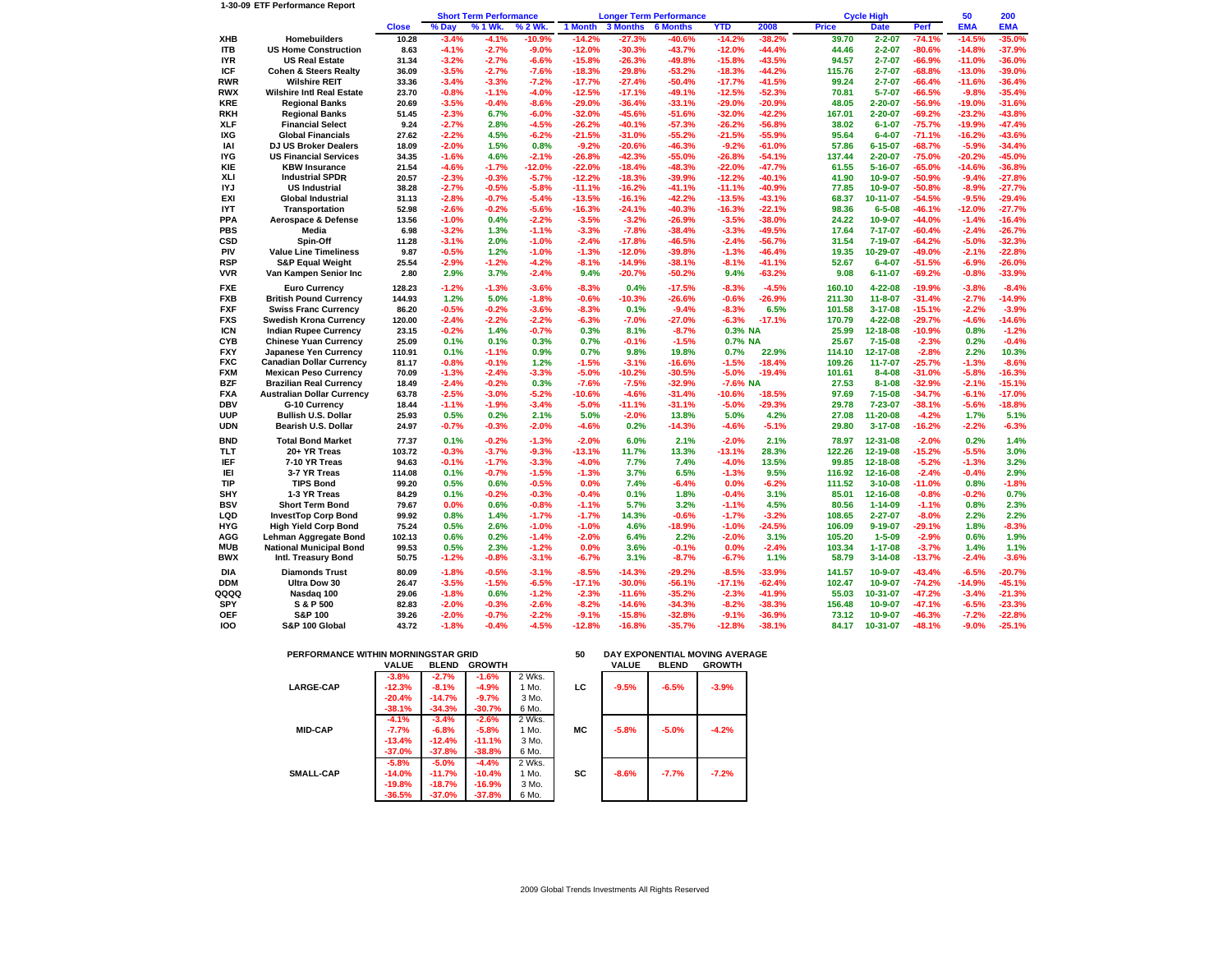**1-30-09 ETF Performance Report**

| | | | Short Term Performance | | | Longer Term Performance | | | | | Cycle High | | | 50 | 200 |
|---|---|---|---|---|---|---|---|---|---|---|---|---|---|---|---|
| | | Close | % Day | % 1 Wk. | % 2 Wk. | 1 Month | 3 Months | 6 Months | YTD | 2008 | Price | Date | Perf | EMA | EMA |
| XHB | Homebuilders | 10.28 | -3.4% | -4.1% | -10.9% | -14.2% | -27.3% | -40.6% | -14.2% | -38.2% | 39.70 | 2-2-07 | -74.1% | -14.5% | -35.0% |
| ITB | US Home Construction | 8.63 | -4.1% | -2.7% | -9.0% | -12.0% | -30.3% | -43.7% | -12.0% | -44.4% | 44.46 | 2-2-07 | -80.6% | -14.8% | -37.9% |
| IYR | US Real Estate | 31.34 | -3.2% | -2.7% | -6.6% | -15.8% | -26.3% | -49.8% | -15.8% | -43.5% | 94.57 | 2-7-07 | -66.9% | -11.0% | -36.0% |
| ICF | Cohen & Steers Realty | 36.09 | -3.5% | -2.7% | -7.6% | -18.3% | -29.8% | -53.2% | -18.3% | -44.2% | 115.76 | 2-7-07 | -68.8% | -13.0% | -39.0% |
| RWR | Wilshire REIT | 33.36 | -3.4% | -3.3% | -7.2% | -17.7% | -27.4% | -50.4% | -17.7% | -41.5% | 99.24 | 2-7-07 | -66.4% | -11.6% | -36.4% |
| RWX | Wilshire Intl Real Estate | 23.70 | -0.8% | -1.1% | -4.0% | -12.5% | -17.1% | -49.1% | -12.5% | -52.3% | 70.81 | 5-7-07 | -66.5% | -9.8% | -35.4% |
| KRE | Regional Banks | 20.69 | -3.5% | -0.4% | -8.6% | -29.0% | -36.4% | -33.1% | -29.0% | -20.9% | 48.05 | 2-20-07 | -56.9% | -19.0% | -31.6% |
| RKH | Regional Banks | 51.45 | -2.3% | 6.7% | -6.0% | -32.0% | -45.6% | -51.6% | -32.0% | -42.2% | 167.01 | 2-20-07 | -69.2% | -23.2% | -43.8% |
| XLF | Financial Select | 9.24 | -2.7% | 2.8% | -4.5% | -26.2% | -40.1% | -57.3% | -26.2% | -56.8% | 38.02 | 6-1-07 | -75.7% | -19.9% | -47.4% |
| IXG | Global Financials | 27.62 | -2.2% | 4.5% | -6.2% | -21.5% | -31.0% | -55.2% | -21.5% | -55.9% | 95.64 | 6-4-07 | -71.1% | -16.2% | -43.6% |
| IAI | DJ US Broker Dealers | 18.09 | -2.0% | 1.5% | 0.8% | -9.2% | -20.6% | -46.3% | -9.2% | -61.0% | 57.86 | 6-15-07 | -68.7% | -5.9% | -34.4% |
| IYG | US Financial Services | 34.35 | -1.6% | 4.6% | -2.1% | -26.8% | -42.3% | -55.0% | -26.8% | -54.1% | 137.44 | 2-20-07 | -75.0% | -20.2% | -45.0% |
| KIE | KBW Insurance | 21.54 | -4.6% | -1.7% | -12.0% | -22.0% | -18.4% | -48.3% | -22.0% | -47.7% | 61.55 | 5-16-07 | -65.0% | -14.6% | -36.8% |
| XLI | Industrial SPDR | 20.57 | -2.3% | -0.3% | -5.7% | -12.2% | -18.3% | -39.9% | -12.2% | -40.1% | 41.90 | 10-9-07 | -50.9% | -9.4% | -27.8% |
| IYJ | US Industrial | 38.28 | -2.7% | -0.5% | -5.8% | -11.1% | -16.2% | -41.1% | -11.1% | -40.9% | 77.85 | 10-9-07 | -50.8% | -8.9% | -27.7% |
| EXI | Global Industrial | 31.13 | -2.8% | -0.7% | -5.4% | -13.5% | -16.1% | -42.2% | -13.5% | -43.1% | 68.37 | 10-11-07 | -54.5% | -9.5% | -29.4% |
| IYT | Transportation | 52.98 | -2.6% | -0.2% | -5.6% | -16.3% | -24.1% | -40.3% | -16.3% | -22.1% | 98.36 | 6-5-08 | -46.1% | -12.0% | -27.7% |
| PPA | Aerospace & Defense | 13.56 | -1.0% | 0.4% | -2.2% | -3.5% | -3.2% | -26.9% | -3.5% | -38.0% | 24.22 | 10-9-07 | -44.0% | -1.4% | -16.4% |
| PBS | Media | 6.98 | -3.2% | 1.3% | -1.1% | -3.3% | -7.8% | -38.4% | -3.3% | -49.5% | 17.64 | 7-17-07 | -60.4% | -2.4% | -26.7% |
| CSD | Spin-Off | 11.28 | -3.1% | 2.0% | -1.0% | -2.4% | -17.8% | -46.5% | -2.4% | -56.7% | 31.54 | 7-19-07 | -64.2% | -5.0% | -32.3% |
| PIV | Value Line Timeliness | 9.87 | -0.5% | 1.2% | -1.0% | -1.3% | -12.0% | -39.8% | -1.3% | -46.4% | 19.35 | 10-29-07 | -49.0% | -2.1% | -22.8% |
| RSP | S&P Equal Weight | 25.54 | -2.9% | -1.2% | -4.2% | -8.1% | -14.9% | -38.1% | -8.1% | -41.1% | 52.67 | 6-4-07 | -51.5% | -6.9% | -26.0% |
| VVR | Van Kampen Senior Inc | 2.80 | 2.9% | 3.7% | -2.4% | 9.4% | -20.7% | -50.2% | 9.4% | -63.2% | 9.08 | 6-11-07 | -69.2% | -0.8% | -33.9% |
| FXE | Euro Currency | 128.23 | -1.2% | -1.3% | -3.6% | -8.3% | 0.4% | -17.5% | -8.3% | -4.5% | 160.10 | 4-22-08 | -19.9% | -3.8% | -8.4% |
| FXB | British Pound Currency | 144.93 | 1.2% | 5.0% | -1.8% | -0.6% | -10.3% | -26.6% | -0.6% | -26.9% | 211.30 | 11-8-07 | -31.4% | -2.7% | -14.9% |
| FXF | Swiss Franc Currency | 86.20 | -0.5% | -0.2% | -3.6% | -8.3% | 0.1% | -9.4% | -8.3% | 6.5% | 101.58 | 3-17-08 | -15.1% | -2.2% | -3.9% |
| FXS | Swedish Krona Currency | 120.00 | -2.4% | -2.2% | -2.2% | -6.3% | -7.0% | -27.0% | -6.3% | -17.1% | 170.79 | 4-22-08 | -29.7% | -4.6% | -14.6% |
| ICN | Indian Rupee Currency | 23.15 | -0.2% | 1.4% | -0.7% | 0.3% | 8.1% | -8.7% | 0.3% | NA | 25.99 | 12-18-08 | -10.9% | 0.8% | -1.2% |
| CYB | Chinese Yuan Currency | 25.09 | 0.1% | 0.1% | 0.3% | 0.7% | -0.1% | -1.5% | 0.7% | NA | 25.67 | 7-15-08 | -2.3% | 0.2% | -0.4% |
| FXY | Japanese Yen Currency | 110.91 | 0.1% | -1.1% | 0.9% | 0.7% | 9.8% | 19.8% | 0.7% | 22.9% | 114.10 | 12-17-08 | -2.8% | 2.2% | 10.3% |
| FXC | Canadian Dollar Currency | 81.17 | -0.8% | -0.1% | 1.2% | -1.5% | -3.1% | -16.6% | -1.5% | -18.4% | 109.26 | 11-7-07 | -25.7% | -1.3% | -8.6% |
| FXM | Mexican Peso Currency | 70.09 | -1.3% | -2.4% | -3.3% | -5.0% | -10.2% | -30.5% | -5.0% | -19.4% | 101.61 | 8-4-08 | -31.0% | -5.8% | -16.3% |
| BZF | Brazilian Real Currency | 18.49 | -2.4% | -0.2% | 0.3% | -7.6% | -7.5% | -32.9% | -7.6% | NA | 27.53 | 8-1-08 | -32.9% | -2.1% | -15.1% |
| FXA | Australian Dollar Currency | 63.78 | -2.5% | -3.0% | -5.2% | -10.6% | -4.6% | -31.4% | -10.6% | -18.5% | 97.69 | 7-15-08 | -34.7% | -6.1% | -17.0% |
| DBV | G-10 Currency | 18.44 | -1.1% | -1.9% | -3.4% | -5.0% | -11.1% | -31.1% | -5.0% | -29.3% | 29.78 | 7-23-07 | -38.1% | -5.6% | -18.8% |
| UUP | Bullish U.S. Dollar | 25.93 | 0.5% | 0.2% | 2.1% | 5.0% | -2.0% | 13.8% | 5.0% | 4.2% | 27.08 | 11-20-08 | -4.2% | 1.7% | 5.1% |
| UDN | Bearish U.S. Dollar | 24.97 | -0.7% | -0.3% | -2.0% | -4.6% | 0.2% | -14.3% | -4.6% | -5.1% | 29.80 | 3-17-08 | -16.2% | -2.2% | -6.3% |
| BND | Total Bond Market | 77.37 | 0.1% | -0.2% | -1.3% | -2.0% | 6.0% | 2.1% | -2.0% | 2.1% | 78.97 | 12-31-08 | -2.0% | 0.2% | 1.4% |
| TLT | 20+ YR Treas | 103.72 | -0.3% | -3.7% | -9.3% | -13.1% | 11.7% | 13.3% | -13.1% | 28.3% | 122.26 | 12-19-08 | -15.2% | -5.5% | 3.0% |
| IEF | 7-10 YR Treas | 94.63 | -0.1% | -1.7% | -3.3% | -4.0% | 7.7% | 7.4% | -4.0% | 13.5% | 99.85 | 12-18-08 | -5.2% | -1.3% | 3.2% |
| IEI | 3-7 YR Treas | 114.08 | 0.1% | -0.7% | -1.5% | -1.3% | 3.7% | 6.5% | -1.3% | 9.5% | 116.92 | 12-16-08 | -2.4% | -0.4% | 2.9% |
| TIP | TIPS Bond | 99.20 | 0.5% | 0.6% | -0.5% | 0.0% | 7.4% | -6.4% | 0.0% | -6.2% | 111.52 | 3-10-08 | -11.0% | 0.8% | -1.8% |
| SHY | 1-3 YR Treas | 84.29 | 0.1% | -0.2% | -0.3% | -0.4% | 0.1% | 1.8% | -0.4% | 3.1% | 85.01 | 12-16-08 | -0.8% | -0.2% | 0.7% |
| BSV | Short Term Bond | 79.67 | 0.0% | 0.6% | -0.8% | -1.1% | 5.7% | 3.2% | -1.1% | 4.5% | 80.56 | 1-14-09 | -1.1% | 0.8% | 2.3% |
| LQD | InvestTop Corp Bond | 99.92 | 0.8% | 1.4% | -1.7% | -1.7% | 14.3% | -0.6% | -1.7% | -3.2% | 108.65 | 2-27-07 | -8.0% | 2.2% | 2.2% |
| HYG | High Yield Corp Bond | 75.24 | 0.5% | 2.6% | -1.0% | -1.0% | 4.6% | -18.9% | -1.0% | -24.5% | 106.09 | 9-19-07 | -29.1% | 1.8% | -8.3% |
| AGG | Lehman Aggregate Bond | 102.13 | 0.6% | 0.2% | -1.4% | -2.0% | 6.4% | 2.2% | -2.0% | 3.1% | 105.20 | 1-5-09 | -2.9% | 0.6% | 1.9% |
| MUB | National Municipal Bond | 99.53 | 0.5% | 2.3% | -1.2% | 0.0% | 3.6% | -0.1% | 0.0% | -2.4% | 103.34 | 1-17-08 | -3.7% | 1.4% | 1.1% |
| BWX | Intl. Treasury Bond | 50.75 | -1.2% | -0.8% | -3.1% | -6.7% | 3.1% | -8.7% | -6.7% | 1.1% | 58.79 | 3-14-08 | -13.7% | -2.4% | -3.6% |
| DIA | Diamonds Trust | 80.09 | -1.8% | -0.5% | -3.1% | -8.5% | -14.3% | -29.2% | -8.5% | -33.9% | 141.57 | 10-9-07 | -43.4% | -6.5% | -20.7% |
| DDM | Ultra Dow 30 | 26.47 | -3.5% | -1.5% | -6.5% | -17.1% | -30.0% | -56.1% | -17.1% | -62.4% | 102.47 | 10-9-07 | -74.2% | -14.9% | -45.1% |
| QQQQ | Nasdaq 100 | 29.06 | -1.8% | 0.6% | -1.2% | -2.3% | -11.6% | -35.2% | -2.3% | -41.9% | 55.03 | 10-31-07 | -47.2% | -3.4% | -21.3% |
| SPY | S & P 500 | 82.83 | -2.0% | -0.3% | -2.6% | -8.2% | -14.6% | -34.3% | -8.2% | -38.3% | 156.48 | 10-9-07 | -47.1% | -6.5% | -23.3% |
| OEF | S&P 100 | 39.26 | -2.0% | -0.7% | -2.2% | -9.1% | -15.8% | -32.8% | -9.1% | -36.9% | 73.12 | 10-9-07 | -46.3% | -7.2% | -22.8% |
| IOO | S&P 100 Global | 43.72 | -1.8% | -0.4% | -4.5% | -12.8% | -16.8% | -35.7% | -12.8% | -38.1% | 84.17 | 10-31-07 | -48.1% | -9.0% | -25.1% |

**PERFORMANCE WITHIN MORNINGSTAR GRID**

| | VALUE | BLEND | GROWTH | |
|---|---|---|---|---|
| LARGE-CAP | -3.8% | -2.7% | -1.6% | 2 Wks. |
| | -12.3% | -8.1% | -4.9% | 1 Mo. |
| | -20.4% | -14.7% | -9.7% | 3 Mo. |
| | -38.1% | -34.3% | -30.7% | 6 Mo. |
| MID-CAP | -4.1% | -3.4% | -2.6% | 2 Wks. |
| | -7.7% | -6.8% | -5.8% | 1 Mo. |
| | -13.4% | -12.4% | -11.1% | 3 Mo. |
| | -37.0% | -37.8% | -38.8% | 6 Mo. |
| SMALL-CAP | -5.8% | -5.0% | -4.4% | 2 Wks. |
| | -14.0% | -11.7% | -10.4% | 1 Mo. |
| | -19.8% | -18.7% | -16.9% | 3 Mo. |
| | -36.5% | -37.0% | -37.8% | 6 Mo. |

**50 DAY EXPONENTIAL MOVING AVERAGE**

| | VALUE | BLEND | GROWTH |
|---|---|---|---|
| LC | -9.5% | -6.5% | -3.9% |
| MC | -5.8% | -5.0% | -4.2% |
| SC | -8.6% | -7.7% | -7.2% |

2009 Global Trends Investments All Rights Reserved